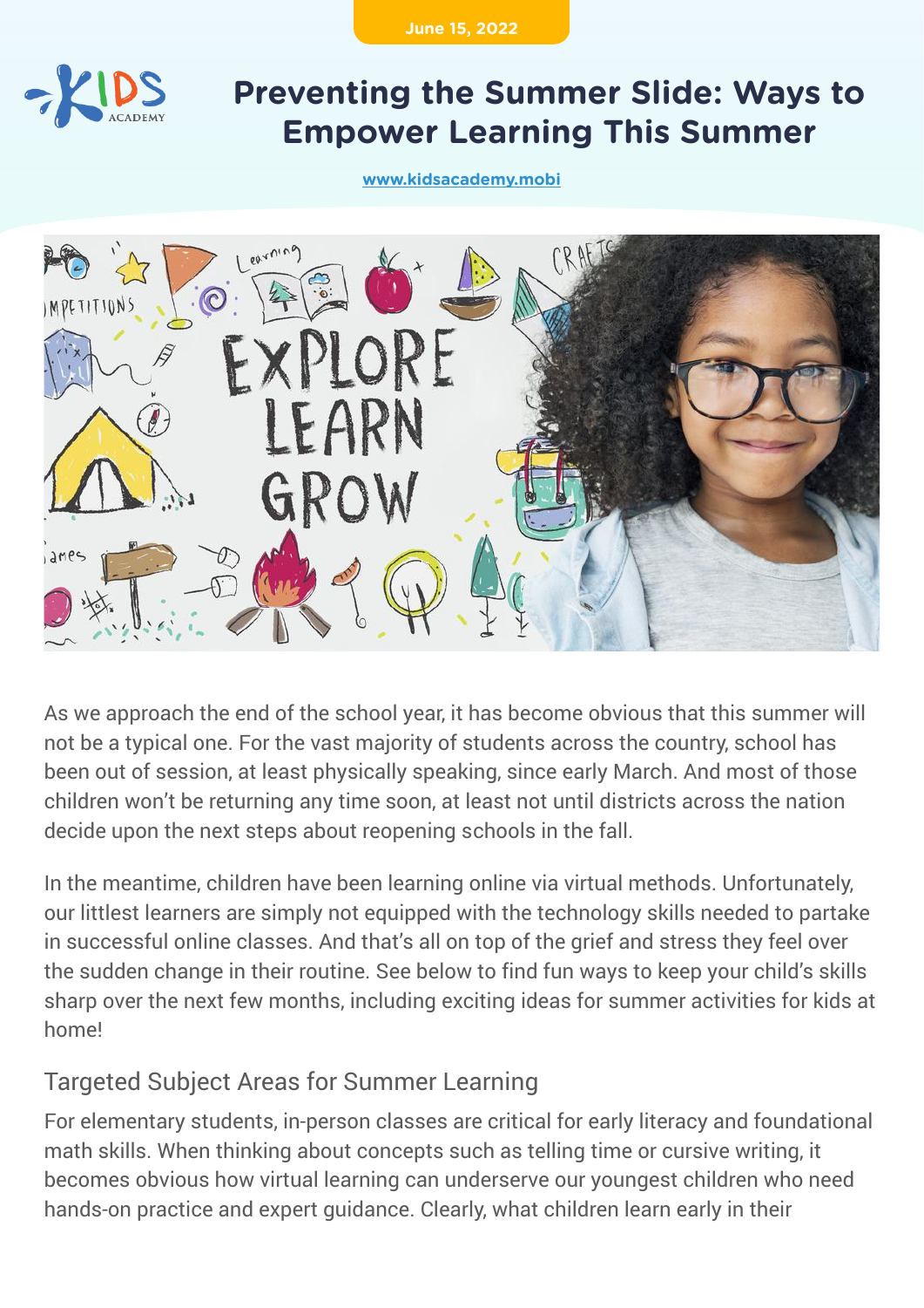June 15, 2022

# Preventing the Summer Slide: Ways to Empower Learning This Summer

www.kidsacademy.mobi

As we approach the end of the school year, it has become obvious that this summer will not be a typical one. For the vast majority of students across the country, school has been out of session, at least physically speaking, since early March. And most of those children won't be returning any time soon, at least not until districts across the nation decide upon the next steps about reopening schools in the fall.

In the meantime, children have been learning online via virtual methods. Unfortunately, our littlest learners are simply not equipped with the technology skills needed to partake in successful online classes. And that's all on top of the grief and stress they feel over the sudden change in their routine. See below to find fun ways to keep your child's skills sharp over the next few months, including exciting ideas for summer activities for kids at home!

## Targeted Subject Areas for Summer Learning

For elementary students, in-person classes are critical for early literacy and foundational math skills. When thinking about concepts such as telling time or cursive writing, it becomes obvious how virtual learning can underserve our youngest children who need hands-on practice and expert guidance. Clearly, what children learn early in their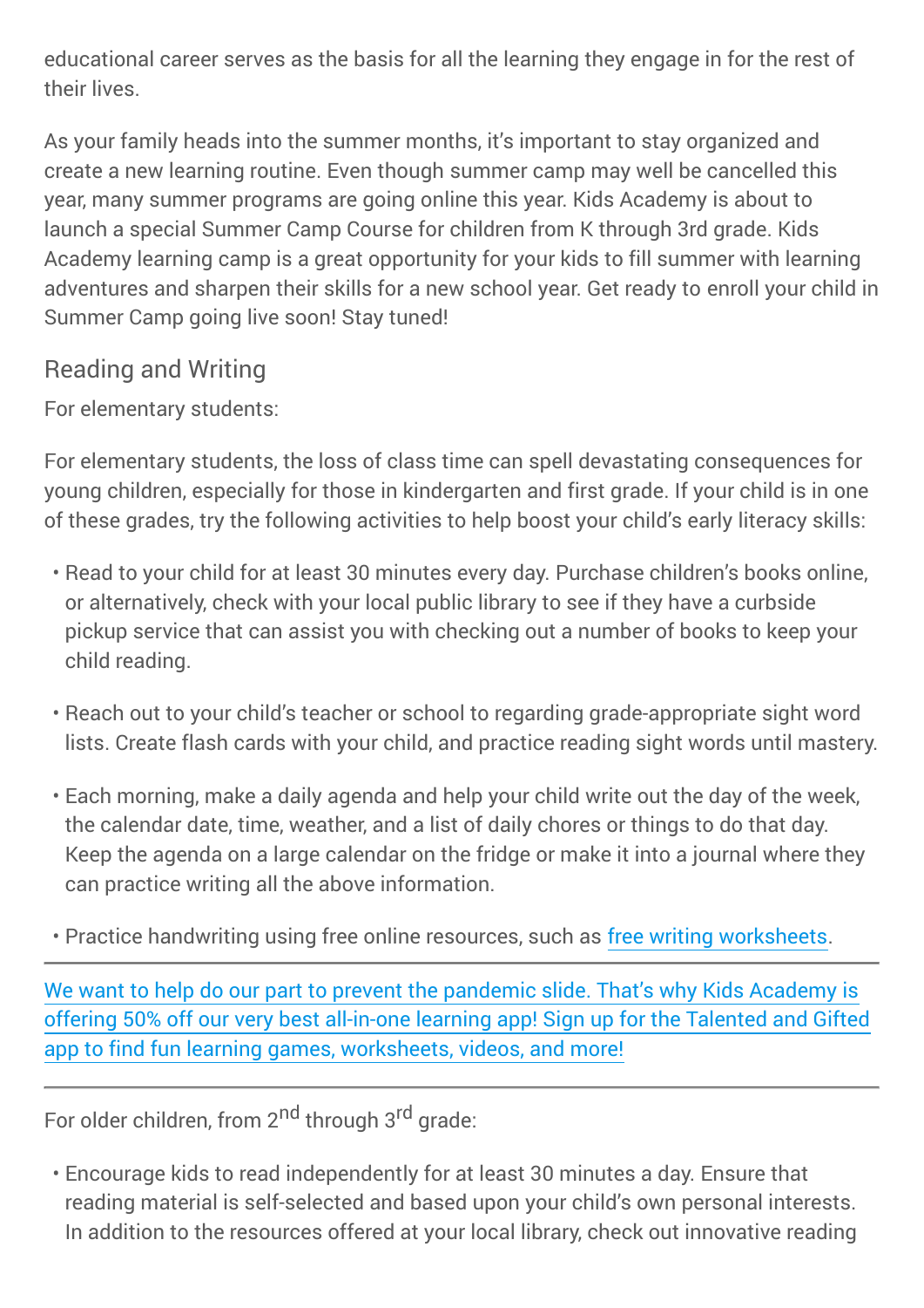educational career serves as the basis for all the learning they engage in for the rest of their lives.

As your family heads into the summer months, it's important to stay organized and create a new learning routine. Even though summer camp may well be cancelled this year, many summer programs are going online this year. Kids Academy is about to launch a special Summer Camp Course for children from K through 3rd grade. Kids Academy learning camp is a great opportunity for your kids to fill summer with learning adventures and sharpen their skills for a new school year. Get ready to enroll your child in Summer Camp going live soon! Stay tuned!

## Reading and Writing

For elementary students:

For elementary students, the loss of class time can spell devastating consequences for young children, especially for those in kindergarten and first grade. If your child is in one of these grades, try the following activities to help boost your child's early literacy skills:

- Read to your child for at least 30 minutes every day. Purchase children's books online, or alternatively, check with your local public library to see if they have a curbside pickup service that can assist you with checking out a number of books to keep your child reading.
- Reach out to your child's teacher or school to regarding grade-appropriate sight word lists. Create flash cards with your child, and practice reading sight words until mastery.
- Each morning, make a daily agenda and help your child write out the day of the week, the calendar date, time, weather, and a list of daily chores or things to do that day. Keep the agenda on a large calendar on the fridge or make it into a journal where they can practice writing all the above information.
- Practice handwriting using free online resources, such as free writing worksheets.

---

We want to help do our part to prevent the pandemic slide. That's why Kids Academy is offering 50% off our very best all-in-one learning app! Sign up for the Talented and Gifted app to find fun learning games, worksheets, videos, and more!

---

For older children, from 2nd through 3rd grade:

- Encourage kids to read independently for at least 30 minutes a day. Ensure that reading material is self-selected and based upon your child's own personal interests. In addition to the resources offered at your local library, check out innovative reading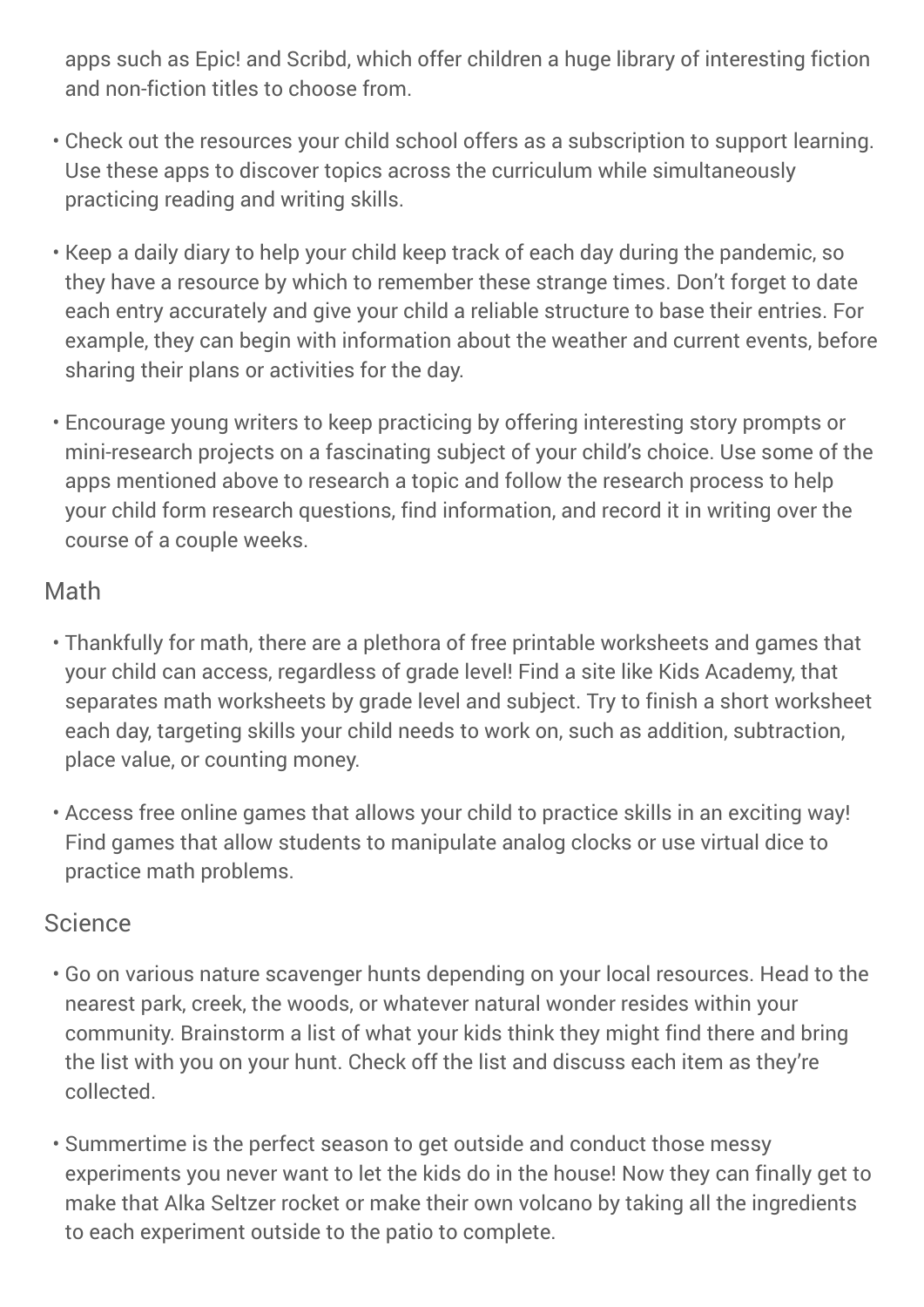apps such as Epic! and Scribd, which offer children a huge library of interesting fiction and non-fiction titles to choose from.

- Check out the resources your child school offers as a subscription to support learning. Use these apps to discover topics across the curriculum while simultaneously practicing reading and writing skills.
- Keep a daily diary to help your child keep track of each day during the pandemic, so they have a resource by which to remember these strange times. Don't forget to date each entry accurately and give your child a reliable structure to base their entries. For example, they can begin with information about the weather and current events, before sharing their plans or activities for the day.
- Encourage young writers to keep practicing by offering interesting story prompts or mini-research projects on a fascinating subject of your child's choice. Use some of the apps mentioned above to research a topic and follow the research process to help your child form research questions, find information, and record it in writing over the course of a couple weeks.

### Math

- Thankfully for math, there are a plethora of free printable worksheets and games that your child can access, regardless of grade level! Find a site like Kids Academy, that separates math worksheets by grade level and subject. Try to finish a short worksheet each day, targeting skills your child needs to work on, such as addition, subtraction, place value, or counting money.
- Access free online games that allows your child to practice skills in an exciting way! Find games that allow students to manipulate analog clocks or use virtual dice to practice math problems.

### Science

- Go on various nature scavenger hunts depending on your local resources. Head to the nearest park, creek, the woods, or whatever natural wonder resides within your community. Brainstorm a list of what your kids think they might find there and bring the list with you on your hunt. Check off the list and discuss each item as they're collected.
- Summertime is the perfect season to get outside and conduct those messy experiments you never want to let the kids do in the house! Now they can finally get to make that Alka Seltzer rocket or make their own volcano by taking all the ingredients to each experiment outside to the patio to complete.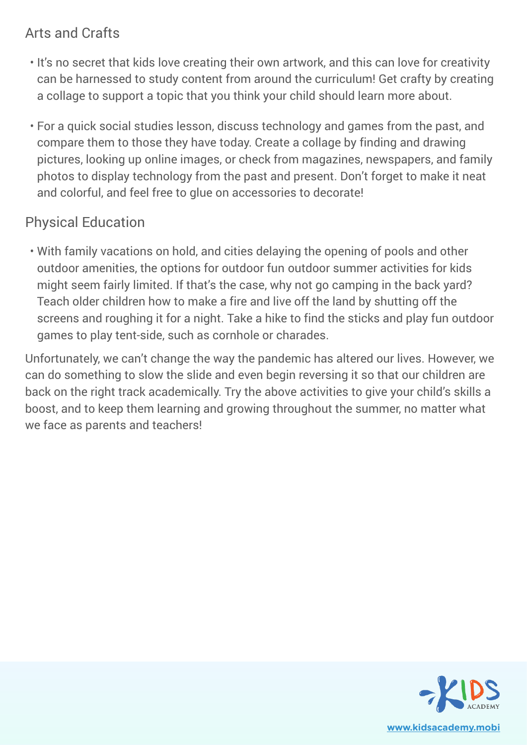## Arts and Crafts

- It's no secret that kids love creating their own artwork, and this can love for creativity can be harnessed to study content from around the curriculum! Get crafty by creating a collage to support a topic that you think your child should learn more about.
- For a quick social studies lesson, discuss technology and games from the past, and compare them to those they have today. Create a collage by finding and drawing pictures, looking up online images, or check from magazines, newspapers, and family photos to display technology from the past and present. Don't forget to make it neat and colorful, and feel free to glue on accessories to decorate!

## Physical Education

- With family vacations on hold, and cities delaying the opening of pools and other outdoor amenities, the options for outdoor fun outdoor summer activities for kids might seem fairly limited. If that's the case, why not go camping in the back yard? Teach older children how to make a fire and live off the land by shutting off the screens and roughing it for a night. Take a hike to find the sticks and play fun outdoor games to play tent-side, such as cornhole or charades.

Unfortunately, we can't change the way the pandemic has altered our lives. However, we can do something to slow the slide and even begin reversing it so that our children are back on the right track academically. Try the above activities to give your child's skills a boost, and to keep them learning and growing throughout the summer, no matter what we face as parents and teachers!